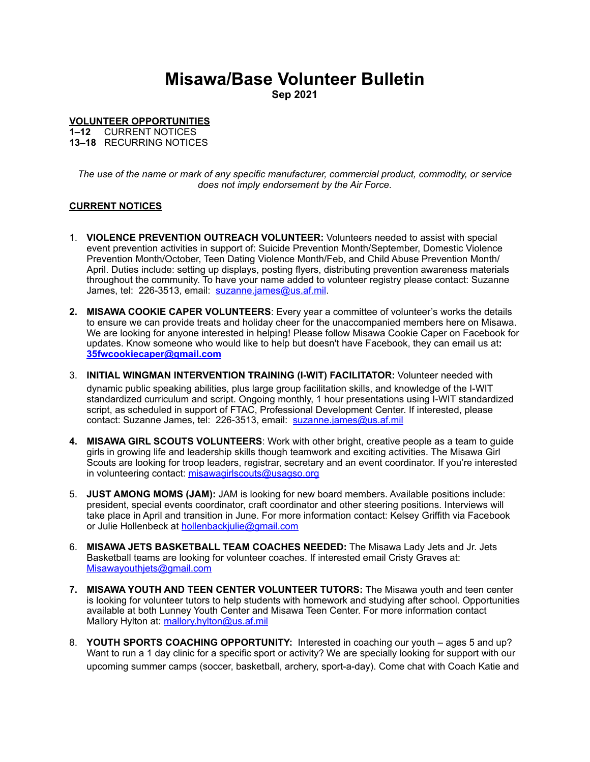# Misawa/Base Volunteer Bulletin

**Sep 2021**

**VOLUNTEER OPPORTUNITIES**

**1–12** CURRENT NOTICES
**13–18** RECURRING NOTICES

*The use of the name or mark of any specific manufacturer, commercial product, commodity, or service does not imply endorsement by the Air Force.*

**CURRENT NOTICES**

1. **VIOLENCE PREVENTION OUTREACH VOLUNTEER:** Volunteers needed to assist with special event prevention activities in support of: Suicide Prevention Month/September, Domestic Violence Prevention Month/October, Teen Dating Violence Month/Feb, and Child Abuse Prevention Month/April. Duties include: setting up displays, posting flyers, distributing prevention awareness materials throughout the community. To have your name added to volunteer registry please contact: Suzanne James, tel: 226-3513, email: suzanne.james@us.af.mil.

2. **MISAWA COOKIE CAPER VOLUNTEERS**: Every year a committee of volunteer's works the details to ensure we can provide treats and holiday cheer for the unaccompanied members here on Misawa. We are looking for anyone interested in helping! Please follow Misawa Cookie Caper on Facebook for updates. Know someone who would like to help but doesn't have Facebook, they can email us at**:** **35fwcookiecaper@gmail.com**

3. **INITIAL WINGMAN INTERVENTION TRAINING (I-WIT) FACILITATOR:** Volunteer needed with dynamic public speaking abilities, plus large group facilitation skills, and knowledge of the I-WIT standardized curriculum and script. Ongoing monthly, 1 hour presentations using I-WIT standardized script, as scheduled in support of FTAC, Professional Development Center. If interested, please contact: Suzanne James, tel: 226-3513, email: suzanne.james@us.af.mil

4. **MISAWA GIRL SCOUTS VOLUNTEERS**: Work with other bright, creative people as a team to guide girls in growing life and leadership skills though teamwork and exciting activities. The Misawa Girl Scouts are looking for troop leaders, registrar, secretary and an event coordinator. If you're interested in volunteering contact: misawagirlscouts@usagso.org

5. **JUST AMONG MOMS (JAM):** JAM is looking for new board members. Available positions include: president, special events coordinator, craft coordinator and other steering positions. Interviews will take place in April and transition in June. For more information contact: Kelsey Griffith via Facebook or Julie Hollenbeck at hollenbackjulie@gmail.com

6. **MISAWA JETS BASKETBALL TEAM COACHES NEEDED:** The Misawa Lady Jets and Jr. Jets Basketball teams are looking for volunteer coaches. If interested email Cristy Graves at: Misawayouthjets@gmail.com

7. **MISAWA YOUTH AND TEEN CENTER VOLUNTEER TUTORS:** The Misawa youth and teen center is looking for volunteer tutors to help students with homework and studying after school. Opportunities available at both Lunney Youth Center and Misawa Teen Center. For more information contact Mallory Hylton at: mallory.hylton@us.af.mil

8. **YOUTH SPORTS COACHING OPPORTUNITY:** Interested in coaching our youth – ages 5 and up? Want to run a 1 day clinic for a specific sport or activity? We are specially looking for support with our upcoming summer camps (soccer, basketball, archery, sport-a-day). Come chat with Coach Katie and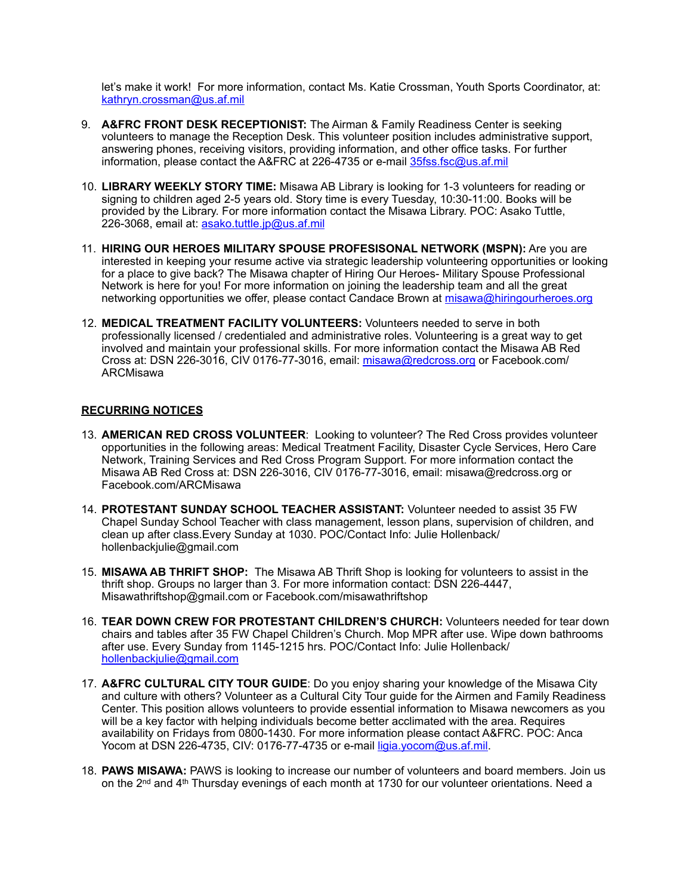let's make it work! For more information, contact Ms. Katie Crossman, Youth Sports Coordinator, at: kathryn.crossman@us.af.mil

9. **A&FRC FRONT DESK RECEPTIONIST:** The Airman & Family Readiness Center is seeking volunteers to manage the Reception Desk. This volunteer position includes administrative support, answering phones, receiving visitors, providing information, and other office tasks. For further information, please contact the A&FRC at 226-4735 or e-mail 35fss.fsc@us.af.mil

10. **LIBRARY WEEKLY STORY TIME:** Misawa AB Library is looking for 1-3 volunteers for reading or signing to children aged 2-5 years old. Story time is every Tuesday, 10:30-11:00. Books will be provided by the Library. For more information contact the Misawa Library. POC: Asako Tuttle, 226-3068, email at: asako.tuttle.jp@us.af.mil

11. **HIRING OUR HEROES MILITARY SPOUSE PROFESISONAL NETWORK (MSPN):** Are you are interested in keeping your resume active via strategic leadership volunteering opportunities or looking for a place to give back? The Misawa chapter of Hiring Our Heroes- Military Spouse Professional Network is here for you! For more information on joining the leadership team and all the great networking opportunities we offer, please contact Candace Brown at misawa@hiringourheroes.org

12. **MEDICAL TREATMENT FACILITY VOLUNTEERS:** Volunteers needed to serve in both professionally licensed / credentialed and administrative roles. Volunteering is a great way to get involved and maintain your professional skills. For more information contact the Misawa AB Red Cross at: DSN 226-3016, CIV 0176-77-3016, email: misawa@redcross.org or Facebook.com/ARCMisawa

**RECURRING NOTICES**

13. **AMERICAN RED CROSS VOLUNTEER**: Looking to volunteer? The Red Cross provides volunteer opportunities in the following areas: Medical Treatment Facility, Disaster Cycle Services, Hero Care Network, Training Services and Red Cross Program Support. For more information contact the Misawa AB Red Cross at: DSN 226-3016, CIV 0176-77-3016, email: misawa@redcross.org or Facebook.com/ARCMisawa

14. **PROTESTANT SUNDAY SCHOOL TEACHER ASSISTANT:** Volunteer needed to assist 35 FW Chapel Sunday School Teacher with class management, lesson plans, supervision of children, and clean up after class.Every Sunday at 1030. POC/Contact Info: Julie Hollenback/ hollenbackjulie@gmail.com

15. **MISAWA AB THRIFT SHOP:** The Misawa AB Thrift Shop is looking for volunteers to assist in the thrift shop. Groups no larger than 3. For more information contact: DSN 226-4447, Misawathriftshop@gmail.com or Facebook.com/misawathriftshop

16. **TEAR DOWN CREW FOR PROTESTANT CHILDREN'S CHURCH:** Volunteers needed for tear down chairs and tables after 35 FW Chapel Children's Church. Mop MPR after use. Wipe down bathrooms after use. Every Sunday from 1145-1215 hrs. POC/Contact Info: Julie Hollenback/ hollenbackjulie@gmail.com

17. **A&FRC CULTURAL CITY TOUR GUIDE**: Do you enjoy sharing your knowledge of the Misawa City and culture with others? Volunteer as a Cultural City Tour guide for the Airmen and Family Readiness Center. This position allows volunteers to provide essential information to Misawa newcomers as you will be a key factor with helping individuals become better acclimated with the area. Requires availability on Fridays from 0800-1430. For more information please contact A&FRC. POC: Anca Yocom at DSN 226-4735, CIV: 0176-77-4735 or e-mail ligia.yocom@us.af.mil.

18. **PAWS MISAWA:** PAWS is looking to increase our number of volunteers and board members. Join us on the 2nd and 4th Thursday evenings of each month at 1730 for our volunteer orientations. Need a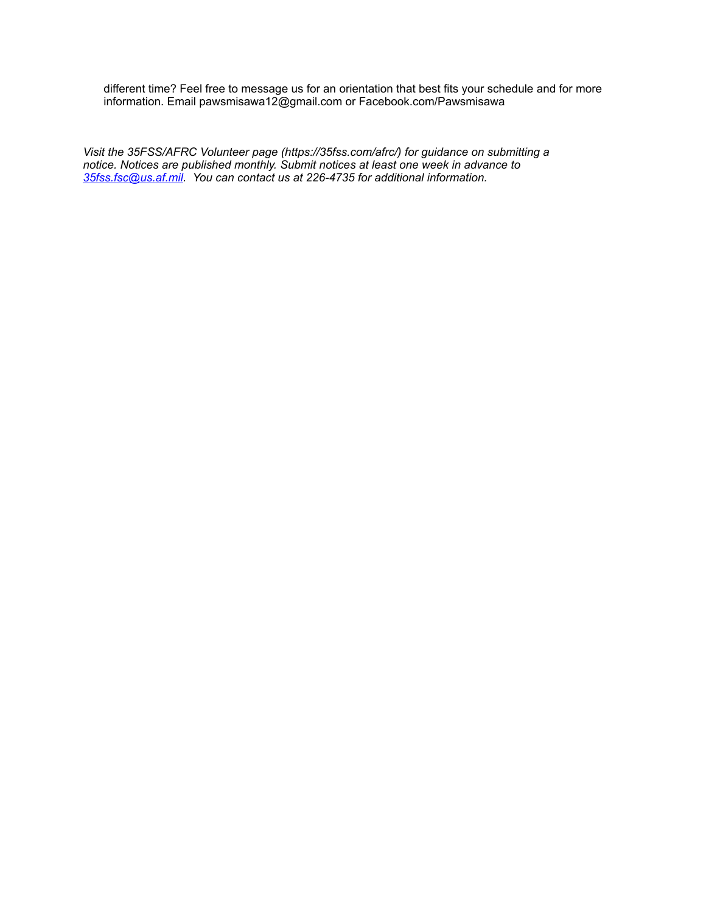different time? Feel free to message us for an orientation that best fits your schedule and for more information. Email pawsmisawa12@gmail.com or Facebook.com/Pawsmisawa

*Visit the 35FSS/AFRC Volunteer page (https://35fss.com/afrc/) for guidance on submitting a notice. Notices are published monthly. Submit notices at least one week in advance to [35fss.fsc@us.af.mil](mailto:35fss.fsc@us.af.mil). You can contact us at 226-4735 for additional information.*